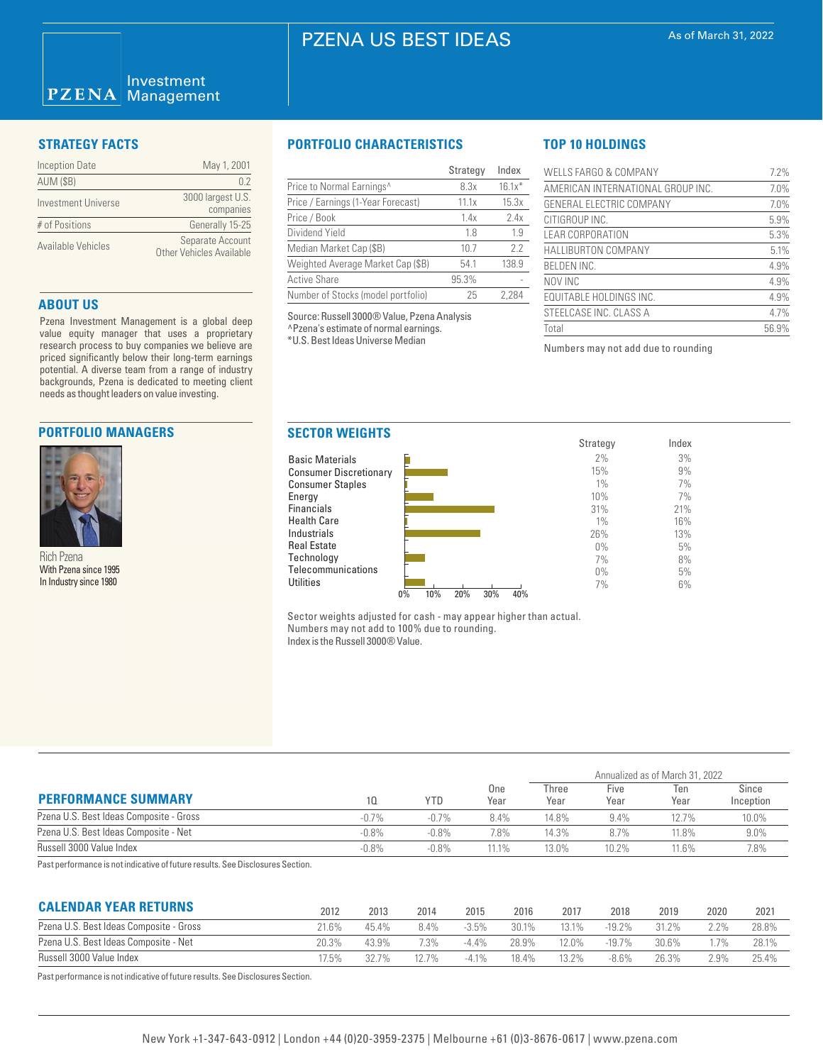# PZENA US BEST IDEAS

As of March 31, 2022

PZENA Investment Management

## STRATEGY FACTS

| | |
|---|---|
| Inception Date | May 1, 2001 |
| AUM ($B) | 0.2 |
| Investment Universe | 3000 largest U.S. companies |
| # of Positions | Generally 15-25 |
| Available Vehicles | Separate Account Other Vehicles Available |

## ABOUT US

Pzena Investment Management is a global deep value equity manager that uses a proprietary research process to buy companies we believe are priced significantly below their long-term earnings potential. A diverse team from a range of industry backgrounds, Pzena is dedicated to meeting client needs as thought leaders on value investing.

## PORTFOLIO MANAGERS

Rich Pzena
With Pzena since 1995
In Industry since 1980

## PORTFOLIO CHARACTERISTICS

| | Strategy | Index |
|---|---|---|
| Price to Normal Earnings^ | 8.3x | 16.1x* |
| Price / Earnings (1-Year Forecast) | 11.1x | 15.3x |
| Price / Book | 1.4x | 2.4x |
| Dividend Yield | 1.8 | 1.9 |
| Median Market Cap ($B) | 10.7 | 2.2 |
| Weighted Average Market Cap ($B) | 54.1 | 138.9 |
| Active Share | 95.3% | - |
| Number of Stocks (model portfolio) | 25 | 2,284 |

Source: Russell 3000® Value, Pzena Analysis
^Pzena's estimate of normal earnings.
*U.S. Best Ideas Universe Median

## TOP 10 HOLDINGS

| | |
|---|---|
| WELLS FARGO & COMPANY | 7.2% |
| AMERICAN INTERNATIONAL GROUP INC. | 7.0% |
| GENERAL ELECTRIC COMPANY | 7.0% |
| CITIGROUP INC. | 5.9% |
| LEAR CORPORATION | 5.3% |
| HALLIBURTON COMPANY | 5.1% |
| BELDEN INC. | 4.9% |
| NOV INC | 4.9% |
| EQUITABLE HOLDINGS INC. | 4.9% |
| STEELCASE INC. CLASS A | 4.7% |
| Total | 56.9% |

Numbers may not add due to rounding

## SECTOR WEIGHTS

| | Strategy | Index |
|---|---|---|
| Basic Materials | 2% | 3% |
| Consumer Discretionary | 15% | 9% |
| Consumer Staples | 1% | 7% |
| Energy | 10% | 7% |
| Financials | 31% | 21% |
| Health Care | 1% | 16% |
| Industrials | 26% | 13% |
| Real Estate | 0% | 5% |
| Technology | 7% | 8% |
| Telecommunications | 0% | 5% |
| Utilities | 7% | 6% |

Sector weights adjusted for cash - may appear higher than actual.
Numbers may not add to 100% due to rounding.
Index is the Russell 3000® Value.

## PERFORMANCE SUMMARY

| | 1Q | YTD | One Year | Three Year | Five Year | Ten Year | Since Inception |
|---|---|---|---|---|---|---|---|
| | | | | Annualized as of March 31, 2022 | | | |
| Pzena U.S. Best Ideas Composite - Gross | -0.7% | -0.7% | 8.4% | 14.8% | 9.4% | 12.7% | 10.0% |
| Pzena U.S. Best Ideas Composite - Net | -0.8% | -0.8% | 7.8% | 14.3% | 8.7% | 11.8% | 9.0% |
| Russell 3000 Value Index | -0.8% | -0.8% | 11.1% | 13.0% | 10.2% | 11.6% | 7.8% |

Past performance is not indicative of future results. See Disclosures Section.

## CALENDAR YEAR RETURNS

| | 2012 | 2013 | 2014 | 2015 | 2016 | 2017 | 2018 | 2019 | 2020 | 2021 |
|---|---|---|---|---|---|---|---|---|---|---|
| Pzena U.S. Best Ideas Composite - Gross | 21.6% | 45.4% | 8.4% | -3.5% | 30.1% | 13.1% | -19.2% | 31.2% | 2.2% | 28.8% |
| Pzena U.S. Best Ideas Composite - Net | 20.3% | 43.9% | 7.3% | -4.4% | 28.9% | 12.0% | -19.7% | 30.6% | 1.7% | 28.1% |
| Russell 3000 Value Index | 17.5% | 32.7% | 12.7% | -4.1% | 18.4% | 13.2% | -8.6% | 26.3% | 2.9% | 25.4% |

Past performance is not indicative of future results. See Disclosures Section.

New York +1-347-643-0912 | London +44 (0)20-3959-2375 | Melbourne +61 (0)3-8676-0617 | www.pzena.com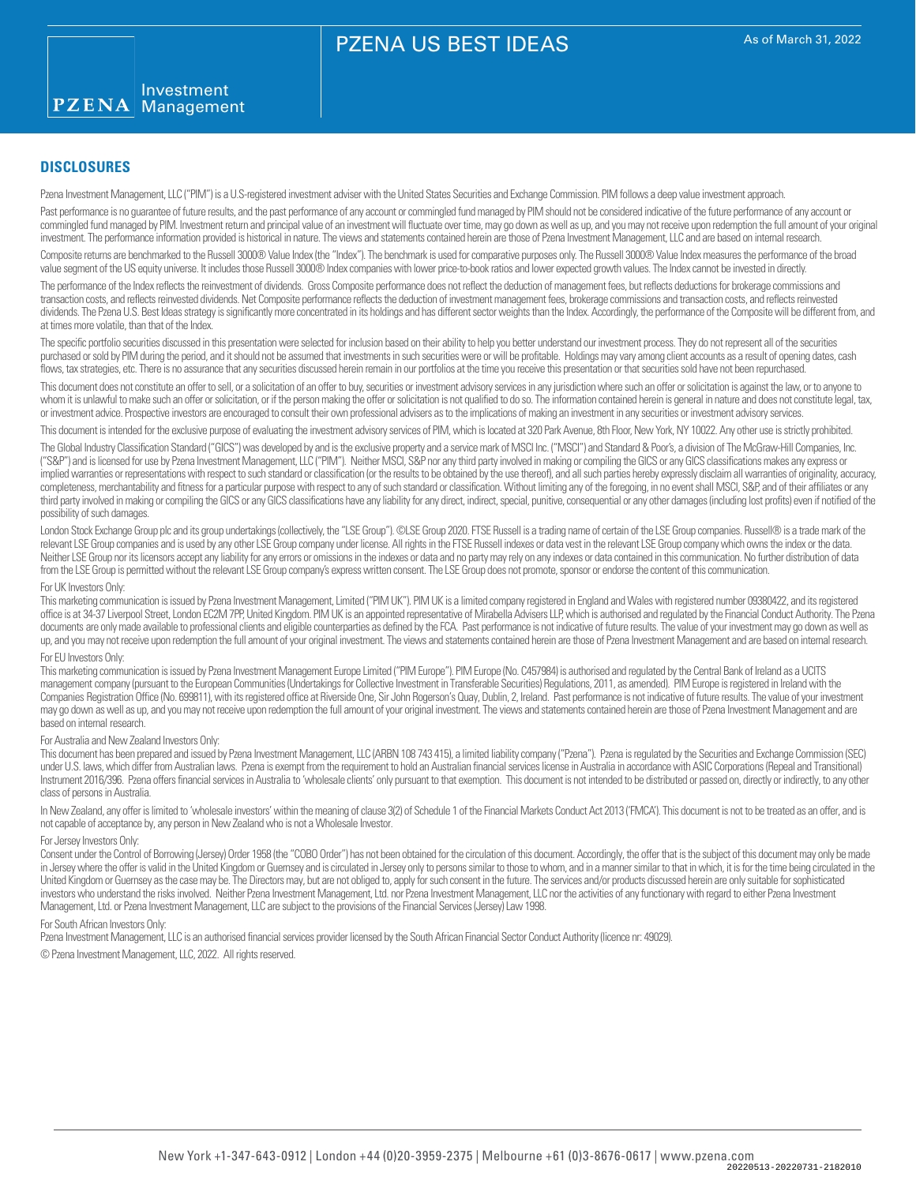## DISCLOSURES

Pzena Investment Management, LLC ("PIM") is a U.S-registered investment adviser with the United States Securities and Exchange Commission. PIM follows a deep value investment approach.

Past performance is no guarantee of future results, and the past performance of any account or commingled fund managed by PIM should not be considered indicative of the future performance of any account or commingled fund managed by PIM. Investment return and principal value of an investment will fluctuate over time, may go down as well as up, and you may not receive upon redemption the full amount of your original investment. The performance information provided is historical in nature. The views and statements contained herein are those of Pzena Investment Management, LLC and are based on internal research.

Composite returns are benchmarked to the Russell 3000® Value Index (the "Index"). The benchmark is used for comparative purposes only. The Russell 3000® Value Index measures the performance of the broad value segment of the US equity universe. It includes those Russell 3000® Index companies with lower price-to-book ratios and lower expected growth values. The Index cannot be invested in directly.

The performance of the Index reflects the reinvestment of dividends. Gross Composite performance does not reflect the deduction of management fees, but reflects deductions for brokerage commissions and transaction costs, and reflects reinvested dividends. Net Composite performance reflects the deduction of investment management fees, brokerage commissions and transaction costs, and reflects reinvested dividends. The Pzena U.S. Best Ideas strategy is significantly more concentrated in its holdings and has different sector weights than the Index. Accordingly, the performance of the Composite will be different from, and at times more volatile, than that of the Index.

The specific portfolio securities discussed in this presentation were selected for inclusion based on their ability to help you better understand our investment process. They do not represent all of the securities purchased or sold by PIM during the period, and it should not be assumed that investments in such securities were or will be profitable. Holdings may vary among client accounts as a result of opening dates, cash flows, tax strategies, etc. There is no assurance that any securities discussed herein remain in our portfolios at the time you receive this presentation or that securities sold have not been repurchased.

This document does not constitute an offer to sell, or a solicitation of an offer to buy, securities or investment advisory services in any jurisdiction where such an offer or solicitation is against the law, or to anyone to whom it is unlawful to make such an offer or solicitation, or if the person making the offer or solicitation is not qualified to do so. The information contained herein is general in nature and does not constitute legal, tax, or investment advice. Prospective investors are encouraged to consult their own professional advisers as to the implications of making an investment in any securities or investment advisory services.

This document is intended for the exclusive purpose of evaluating the investment advisory services of PIM, which is located at 320 Park Avenue, 8th Floor, New York, NY 10022. Any other use is strictly prohibited.

The Global Industry Classification Standard ("GICS") was developed by and is the exclusive property and a service mark of MSCI Inc. ("MSCI") and Standard & Poor's, a division of The McGraw-Hill Companies, Inc. ("S&P") and is licensed for use by Pzena Investment Management, LLC ("PIM"). Neither MSCI, S&P nor any third party involved in making or compiling the GICS or any GICS classifications makes any express or implied warranties or representations with respect to such standard or classification (or the results to be obtained by the use thereof), and all such parties hereby expressly disclaim all warranties of originality, accuracy, completeness, merchantability and fitness for a particular purpose with respect to any of such standard or classification. Without limiting any of the foregoing, in no event shall MSCI, S&P, and of their affiliates or any third party involved in making or compiling the GICS or any GICS classifications have any liability for any direct, indirect, special, punitive, consequential or any other damages (including lost profits) even if notified of the possibility of such damages.

London Stock Exchange Group plc and its group undertakings (collectively, the "LSE Group"). ©LSE Group 2020. FTSE Russell is a trading name of certain of the LSE Group companies. Russell® is a trade mark of the relevant LSE Group companies and is used by any other LSE Group company under license. All rights in the FTSE Russell indexes or data vest in the relevant LSE Group company which owns the index or the data. Neither LSE Group nor its licensors accept any liability for any errors or omissions in the indexes or data and no party may rely on any indexes or data contained in this communication. No further distribution of data from the LSE Group is permitted without the relevant LSE Group company's express written consent. The LSE Group does not promote, sponsor or endorse the content of this communication.

For UK Investors Only:

This marketing communication is issued by Pzena Investment Management, Limited ("PIM UK"). PIM UK is a limited company registered in England and Wales with registered number 09380422, and its registered office is at 34-37 Liverpool Street, London EC2M 7PP, United Kingdom. PIM UK is an appointed representative of Mirabella Advisers LLP, which is authorised and regulated by the Financial Conduct Authority. The Pzena documents are only made available to professional clients and eligible counterparties as defined by the FCA. Past performance is not indicative of future results. The value of your investment may go down as well as up, and you may not receive upon redemption the full amount of your original investment. The views and statements contained herein are those of Pzena Investment Management and are based on internal research.

For EU Investors Only:

This marketing communication is issued by Pzena Investment Management Europe Limited ("PIM Europe"). PIM Europe (No. C457984) is authorised and regulated by the Central Bank of Ireland as a UCITS management company (pursuant to the European Communities (Undertakings for Collective Investment in Transferable Securities) Regulations, 2011, as amended). PIM Europe is registered in Ireland with the Companies Registration Office (No. 699811), with its registered office at Riverside One, Sir John Rogerson's Quay, Dublin, 2, Ireland. Past performance is not indicative of future results. The value of your investment may go down as well as up, and you may not receive upon redemption the full amount of your original investment. The views and statements contained herein are those of Pzena Investment Management and are based on internal research.

For Australia and New Zealand Investors Only:

This document has been prepared and issued by Pzena Investment Management, LLC (ARBN 108 743 415), a limited liability company ("Pzena"). Pzena is regulated by the Securities and Exchange Commission (SEC) under U.S. laws, which differ from Australian laws. Pzena is exempt from the requirement to hold an Australian financial services license in Australia in accordance with ASIC Corporations (Repeal and Transitional) Instrument 2016/396. Pzena offers financial services in Australia to 'wholesale clients' only pursuant to that exemption. This document is not intended to be distributed or passed on, directly or indirectly, to any other class of persons in Australia.

In New Zealand, any offer is limited to 'wholesale investors' within the meaning of clause 3(2) of Schedule 1 of the Financial Markets Conduct Act 2013 ('FMCA'). This document is not to be treated as an offer, and is not capable of acceptance by, any person in New Zealand who is not a Wholesale Investor.

For Jersey Investors Only:

Consent under the Control of Borrowing (Jersey) Order 1958 (the "COBO Order") has not been obtained for the circulation of this document. Accordingly, the offer that is the subject of this document may only be made in Jersey where the offer is valid in the United Kingdom or Guernsey and is circulated in Jersey only to persons similar to those to whom, and in a manner similar to that in which, it is for the time being circulated in the United Kingdom or Guernsey as the case may be. The Directors may, but are not obliged to, apply for such consent in the future. The services and/or products discussed herein are only suitable for sophisticated investors who understand the risks involved. Neither Pzena Investment Management, Ltd. nor Pzena Investment Management, LLC nor the activities of any functionary with regard to either Pzena Investment Management, Ltd. or Pzena Investment Management, LLC are subject to the provisions of the Financial Services (Jersey) Law 1998.

For South African Investors Only:

Pzena Investment Management, LLC is an authorised financial services provider licensed by the South African Financial Sector Conduct Authority (licence nr: 49029).

© Pzena Investment Management, LLC, 2022. All rights reserved.

New York +1-347-643-0912 | London +44 (0)20-3959-2375 | Melbourne +61 (0)3-8676-0617 | www.pzena.com

20220513-20220731-2182010